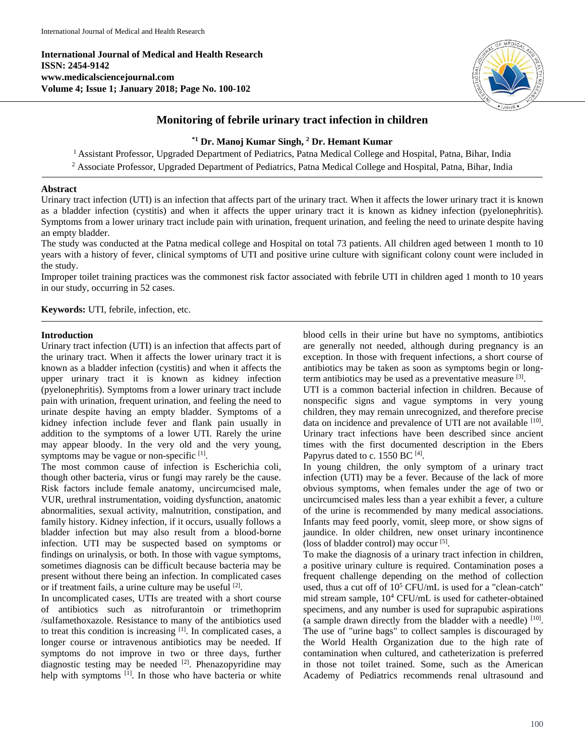**International Journal of Medical and Health Research**
**ISSN: 2454-9142**
**www.medicalsciencejournal.com**
**Volume 4; Issue 1; January 2018; Page No. 100-102**

# Monitoring of febrile urinary tract infection in children

**[*1] Dr. Manoj Kumar Singh, [2] Dr. Hemant Kumar**

[1] Assistant Professor, Upgraded Department of Pediatrics, Patna Medical College and Hospital, Patna, Bihar, India

[2] Associate Professor, Upgraded Department of Pediatrics, Patna Medical College and Hospital, Patna, Bihar, India

## Abstract

Urinary tract infection (UTI) is an infection that affects part of the urinary tract. When it affects the lower urinary tract it is known as a bladder infection (cystitis) and when it affects the upper urinary tract it is known as kidney infection (pyelonephritis). Symptoms from a lower urinary tract include pain with urination, frequent urination, and feeling the need to urinate despite having an empty bladder.

The study was conducted at the Patna medical college and Hospital on total 73 patients. All children aged between 1 month to 10 years with a history of fever, clinical symptoms of UTI and positive urine culture with significant colony count were included in the study.

Improper toilet training practices was the commonest risk factor associated with febrile UTI in children aged 1 month to 10 years in our study, occurring in 52 cases.

**Keywords:** UTI, febrile, infection, etc.

## Introduction

Urinary tract infection (UTI) is an infection that affects part of the urinary tract. When it affects the lower urinary tract it is known as a bladder infection (cystitis) and when it affects the upper urinary tract it is known as kidney infection (pyelonephritis). Symptoms from a lower urinary tract include pain with urination, frequent urination, and feeling the need to urinate despite having an empty bladder. Symptoms of a kidney infection include fever and flank pain usually in addition to the symptoms of a lower UTI. Rarely the urine may appear bloody. In the very old and the very young, symptoms may be vague or non-specific [1].

The most common cause of infection is Escherichia coli, though other bacteria, virus or fungi may rarely be the cause. Risk factors include female anatomy, uncircumcised male, VUR, urethral instrumentation, voiding dysfunction, anatomic abnormalities, sexual activity, malnutrition, constipation, and family history. Kidney infection, if it occurs, usually follows a bladder infection but may also result from a blood-borne infection. UTI may be suspected based on symptoms or findings on urinalysis, or both. In those with vague symptoms, sometimes diagnosis can be difficult because bacteria may be present without there being an infection. In complicated cases or if treatment fails, a urine culture may be useful [2].

In uncomplicated cases, UTIs are treated with a short course of antibiotics such as nitrofurantoin or trimethoprim /sulfamethoxazole. Resistance to many of the antibiotics used to treat this condition is increasing [1]. In complicated cases, a longer course or intravenous antibiotics may be needed. If symptoms do not improve in two or three days, further diagnostic testing may be needed [2]. Phenazopyridine may help with symptoms [1]. In those who have bacteria or white blood cells in their urine but have no symptoms, antibiotics are generally not needed, although during pregnancy is an exception. In those with frequent infections, a short course of antibiotics may be taken as soon as symptoms begin or long-term antibiotics may be used as a preventative measure [3].

UTI is a common bacterial infection in children. Because of nonspecific signs and vague symptoms in very young children, they may remain unrecognized, and therefore precise data on incidence and prevalence of UTI are not available [10]. Urinary tract infections have been described since ancient times with the first documented description in the Ebers Papyrus dated to c. 1550 BC [4].

In young children, the only symptom of a urinary tract infection (UTI) may be a fever. Because of the lack of more obvious symptoms, when females under the age of two or uncircumcised males less than a year exhibit a fever, a culture of the urine is recommended by many medical associations. Infants may feed poorly, vomit, sleep more, or show signs of jaundice. In older children, new onset urinary incontinence (loss of bladder control) may occur [5].

To make the diagnosis of a urinary tract infection in children, a positive urinary culture is required. Contamination poses a frequent challenge depending on the method of collection used, thus a cut off of $10^5$ CFU/mL is used for a "clean-catch" mid stream sample, $10^4$ CFU/mL is used for catheter-obtained specimens, and any number is used for suprapubic aspirations (a sample drawn directly from the bladder with a needle) [10]. The use of "urine bags" to collect samples is discouraged by the World Health Organization due to the high rate of contamination when cultured, and catheterization is preferred in those not toilet trained. Some, such as the American Academy of Pediatrics recommends renal ultrasound and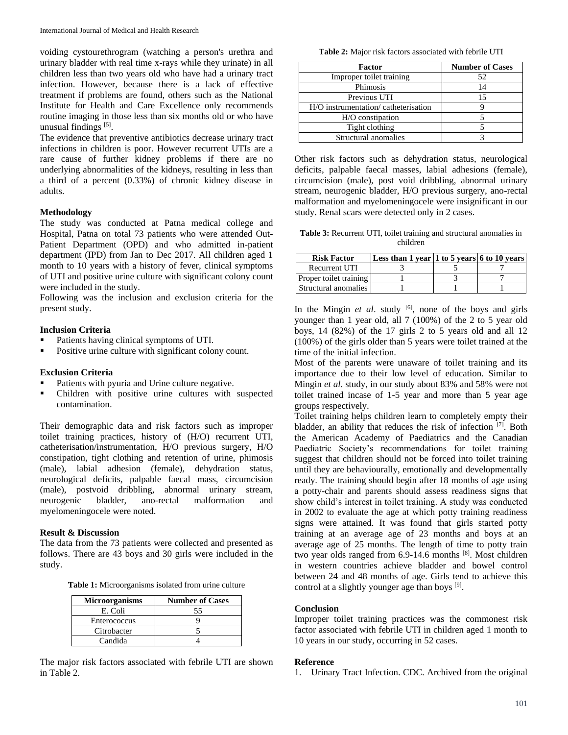voiding cystourethrogram (watching a person's urethra and urinary bladder with real time x-rays while they urinate) in all children less than two years old who have had a urinary tract infection. However, because there is a lack of effective treatment if problems are found, others such as the National Institute for Health and Care Excellence only recommends routine imaging in those less than six months old or who have unusual findings [5].

The evidence that preventive antibiotics decrease urinary tract infections in children is poor. However recurrent UTIs are a rare cause of further kidney problems if there are no underlying abnormalities of the kidneys, resulting in less than a third of a percent (0.33%) of chronic kidney disease in adults.

**Methodology**

The study was conducted at Patna medical college and Hospital, Patna on total 73 patients who were attended Out-Patient Department (OPD) and who admitted in-patient department (IPD) from Jan to Dec 2017. All children aged 1 month to 10 years with a history of fever, clinical symptoms of UTI and positive urine culture with significant colony count were included in the study.

Following was the inclusion and exclusion criteria for the present study.

**Inclusion Criteria**

- Patients having clinical symptoms of UTI.
- Positive urine culture with significant colony count.

**Exclusion Criteria**

- Patients with pyuria and Urine culture negative.
- Children with positive urine cultures with suspected contamination.

Their demographic data and risk factors such as improper toilet training practices, history of (H/O) recurrent UTI, catheterisation/instrumentation, H/O previous surgery, H/O constipation, tight clothing and retention of urine, phimosis (male), labial adhesion (female), dehydration status, neurological deficits, palpable faecal mass, circumcision (male), postvoid dribbling, abnormal urinary stream, neurogenic bladder, ano-rectal malformation and myelomeningocele were noted.

**Result & Discussion**

The data from the 73 patients were collected and presented as follows. There are 43 boys and 30 girls were included in the study.

**Table 1:** Microorganisms isolated from urine culture

| Microorganisms | Number of Cases |
|---|---|
| E. Coli | 55 |
| Enterococcus | 9 |
| Citrobacter | 5 |
| Candida | 4 |

The major risk factors associated with febrile UTI are shown in Table 2.

**Table 2:** Major risk factors associated with febrile UTI

| Factor | Number of Cases |
|---|---|
| Improper toilet training | 52 |
| Phimosis | 14 |
| Previous UTI | 15 |
| H/O instrumentation/ catheterisation | 9 |
| H/O constipation | 5 |
| Tight clothing | 5 |
| Structural anomalies | 3 |

Other risk factors such as dehydration status, neurological deficits, palpable faecal masses, labial adhesions (female), circumcision (male), post void dribbling, abnormal urinary stream, neurogenic bladder, H/O previous surgery, ano-rectal malformation and myelomeningocele were insignificant in our study. Renal scars were detected only in 2 cases.

**Table 3:** Recurrent UTI, toilet training and structural anomalies in children

| Risk Factor | Less than 1 year | 1 to 5 years | 6 to 10 years |
|---|---|---|---|
| Recurrent UTI | 3 | 5 | 7 |
| Proper toilet training | 1 | 3 | 7 |
| Structural anomalies | 1 | 1 | 1 |

In the Mingin *et al*. study [6], none of the boys and girls younger than 1 year old, all 7 (100%) of the 2 to 5 year old boys, 14 (82%) of the 17 girls 2 to 5 years old and all 12 (100%) of the girls older than 5 years were toilet trained at the time of the initial infection.

Most of the parents were unaware of toilet training and its importance due to their low level of education. Similar to Mingin *et al*. study, in our study about 83% and 58% were not toilet trained incase of 1-5 year and more than 5 year age groups respectively.

Toilet training helps children learn to completely empty their bladder, an ability that reduces the risk of infection [7]. Both the American Academy of Paediatrics and the Canadian Paediatric Society's recommendations for toilet training suggest that children should not be forced into toilet training until they are behaviourally, emotionally and developmentally ready. The training should begin after 18 months of age using a potty-chair and parents should assess readiness signs that show child's interest in toilet training. A study was conducted in 2002 to evaluate the age at which potty training readiness signs were attained. It was found that girls started potty training at an average age of 23 months and boys at an average age of 25 months. The length of time to potty train two year olds ranged from 6.9-14.6 months [8]. Most children in western countries achieve bladder and bowel control between 24 and 48 months of age. Girls tend to achieve this control at a slightly younger age than boys [9].

**Conclusion**

Improper toilet training practices was the commonest risk factor associated with febrile UTI in children aged 1 month to 10 years in our study, occurring in 52 cases.

**Reference**

1. Urinary Tract Infection. CDC. Archived from the original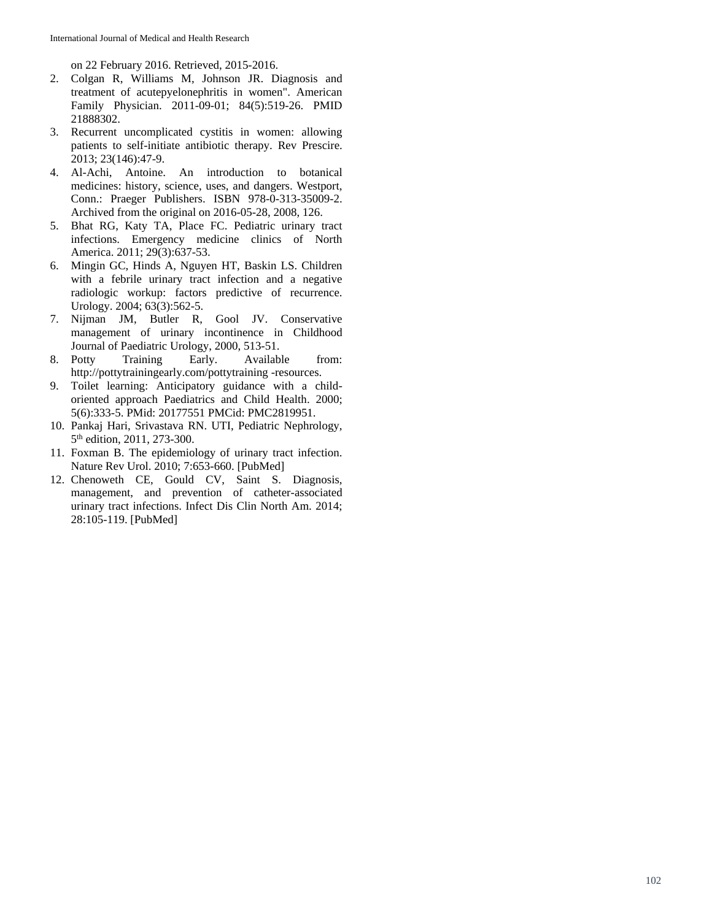on 22 February 2016. Retrieved, 2015-2016.

2. Colgan R, Williams M, Johnson JR. Diagnosis and treatment of acutepyelonephritis in women". American Family Physician. 2011-09-01; 84(5):519-26. PMID 21888302.
3. Recurrent uncomplicated cystitis in women: allowing patients to self-initiate antibiotic therapy. Rev Prescire. 2013; 23(146):47-9.
4. Al-Achi, Antoine. An introduction to botanical medicines: history, science, uses, and dangers. Westport, Conn.: Praeger Publishers. ISBN 978-0-313-35009-2. Archived from the original on 2016-05-28, 2008, 126.
5. Bhat RG, Katy TA, Place FC. Pediatric urinary tract infections. Emergency medicine clinics of North America. 2011; 29(3):637-53.
6. Mingin GC, Hinds A, Nguyen HT, Baskin LS. Children with a febrile urinary tract infection and a negative radiologic workup: factors predictive of recurrence. Urology. 2004; 63(3):562-5.
7. Nijman JM, Butler R, Gool JV. Conservative management of urinary incontinence in Childhood Journal of Paediatric Urology, 2000, 513-51.
8. Potty Training Early. Available from: http://pottytrainingearly.com/pottytraining -resources.
9. Toilet learning: Anticipatory guidance with a child-oriented approach Paediatrics and Child Health. 2000; 5(6):333-5. PMid: 20177551 PMCid: PMC2819951.
10. Pankaj Hari, Srivastava RN. UTI, Pediatric Nephrology, 5th edition, 2011, 273-300.
11. Foxman B. The epidemiology of urinary tract infection. Nature Rev Urol. 2010; 7:653-660. [PubMed]
12. Chenoweth CE, Gould CV, Saint S. Diagnosis, management, and prevention of catheter-associated urinary tract infections. Infect Dis Clin North Am. 2014; 28:105-119. [PubMed]